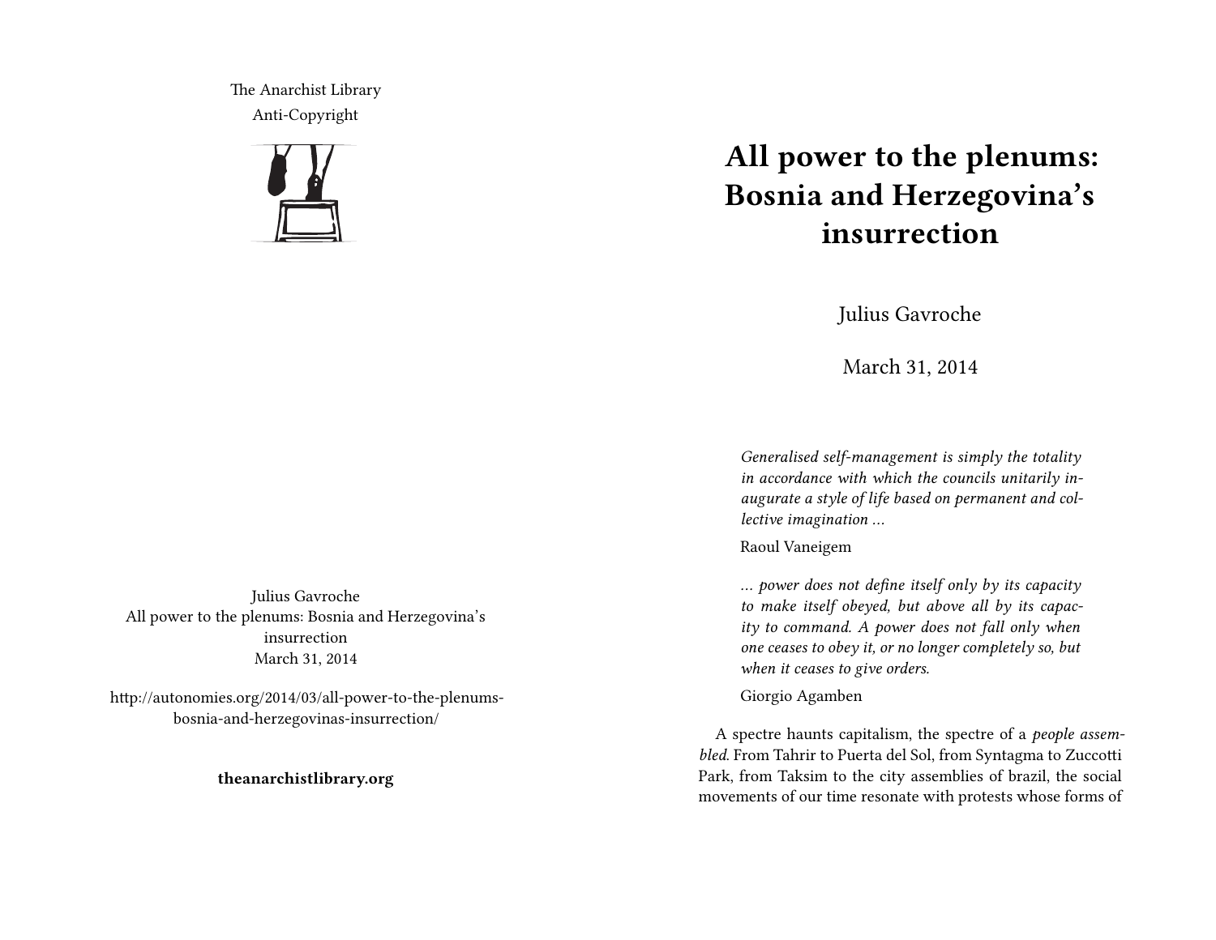The Anarchist Library
Anti-Copyright

Julius Gavroche
All power to the plenums: Bosnia and Herzegovina's insurrection
March 31, 2014

http://autonomies.org/2014/03/all-power-to-the-plenums-bosnia-and-herzegovinas-insurrection/

**theanarchistlibrary.org**

# All power to the plenums: Bosnia and Herzegovina's insurrection

Julius Gavroche

March 31, 2014

> *Generalised self-management is simply the totality in accordance with which the councils unitarily inaugurate a style of life based on permanent and collective imagination …*
>
> Raoul Vaneigem

> *… power does not define itself only by its capacity to make itself obeyed, but above all by its capacity to command. A power does not fall only when one ceases to obey it, or no longer completely so, but when it ceases to give orders.*
>
> Giorgio Agamben

A spectre haunts capitalism, the spectre of a *people assembled*. From Tahrir to Puerta del Sol, from Syntagma to Zuccotti Park, from Taksim to the city assemblies of brazil, the social movements of our time resonate with protests whose forms of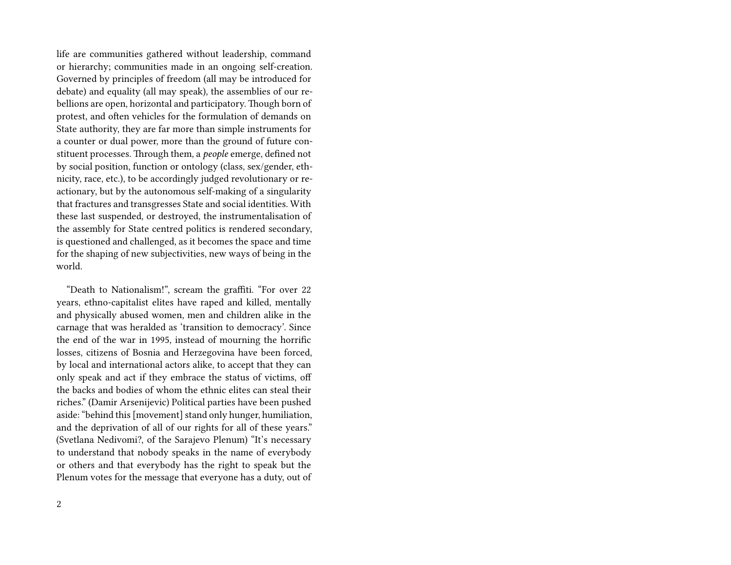life are communities gathered without leadership, command or hierarchy; communities made in an ongoing self-creation. Governed by principles of freedom (all may be introduced for debate) and equality (all may speak), the assemblies of our rebellions are open, horizontal and participatory. Though born of protest, and often vehicles for the formulation of demands on State authority, they are far more than simple instruments for a counter or dual power, more than the ground of future constituent processes. Through them, a *people* emerge, defined not by social position, function or ontology (class, sex/gender, ethnicity, race, etc.), to be accordingly judged revolutionary or reactionary, but by the autonomous self-making of a singularity that fractures and transgresses State and social identities. With these last suspended, or destroyed, the instrumentalisation of the assembly for State centred politics is rendered secondary, is questioned and challenged, as it becomes the space and time for the shaping of new subjectivities, new ways of being in the world.

"Death to Nationalism!", scream the graffiti. "For over 22 years, ethno-capitalist elites have raped and killed, mentally and physically abused women, men and children alike in the carnage that was heralded as 'transition to democracy'. Since the end of the war in 1995, instead of mourning the horrific losses, citizens of Bosnia and Herzegovina have been forced, by local and international actors alike, to accept that they can only speak and act if they embrace the status of victims, off the backs and bodies of whom the ethnic elites can steal their riches." (Damir Arsenijevic) Political parties have been pushed aside: "behind this [movement] stand only hunger, humiliation, and the deprivation of all of our rights for all of these years." (Svetlana Nedivomi?, of the Sarajevo Plenum) "It's necessary to understand that nobody speaks in the name of everybody or others and that everybody has the right to speak but the Plenum votes for the message that everyone has a duty, out of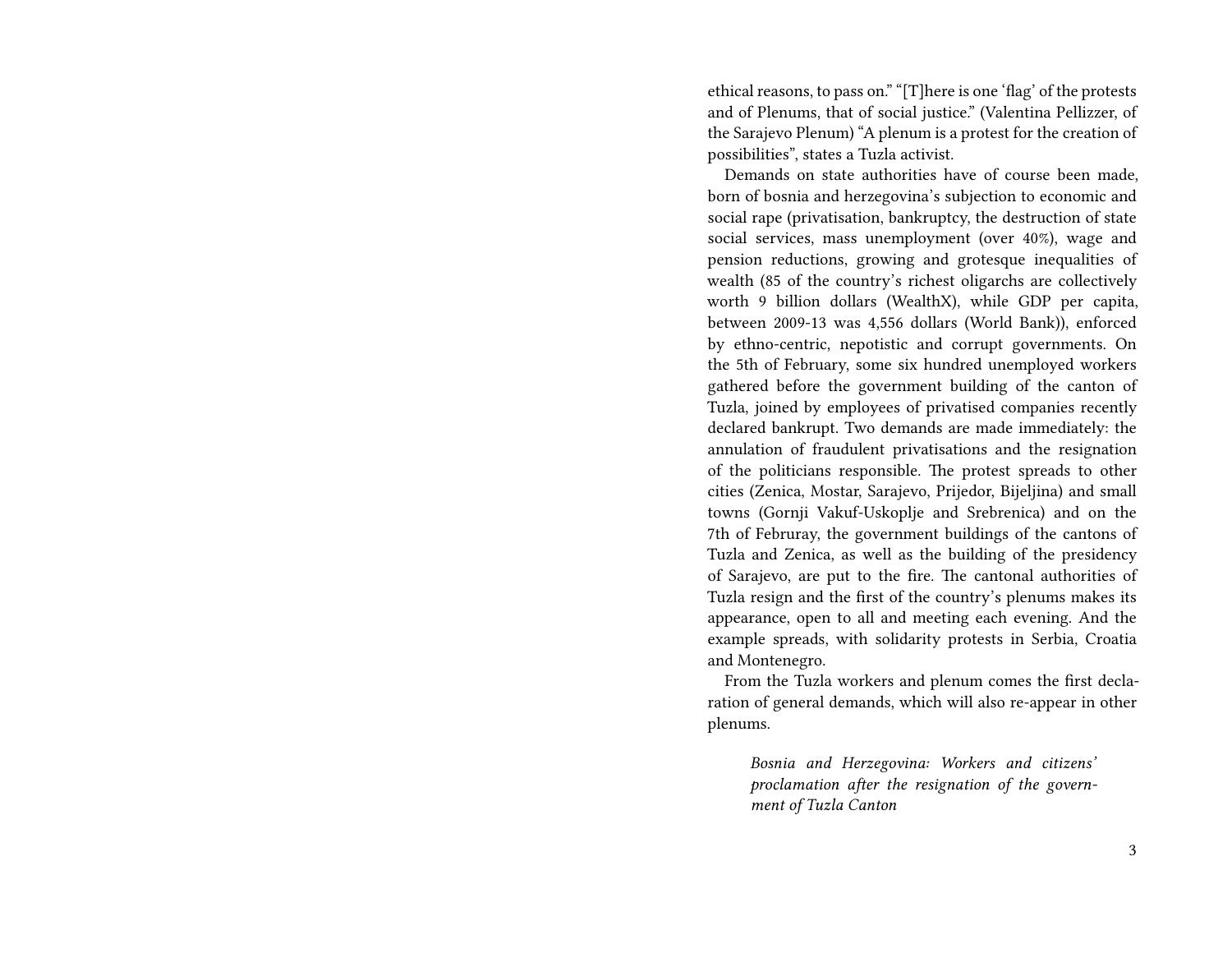ethical reasons, to pass on." "[T]here is one 'flag' of the protests and of Plenums, that of social justice." (Valentina Pellizzer, of the Sarajevo Plenum) "A plenum is a protest for the creation of possibilities", states a Tuzla activist.

Demands on state authorities have of course been made, born of bosnia and herzegovina's subjection to economic and social rape (privatisation, bankruptcy, the destruction of state social services, mass unemployment (over 40%), wage and pension reductions, growing and grotesque inequalities of wealth (85 of the country's richest oligarchs are collectively worth 9 billion dollars (WealthX), while GDP per capita, between 2009-13 was 4,556 dollars (World Bank)), enforced by ethno-centric, nepotistic and corrupt governments. On the 5th of February, some six hundred unemployed workers gathered before the government building of the canton of Tuzla, joined by employees of privatised companies recently declared bankrupt. Two demands are made immediately: the annulation of fraudulent privatisations and the resignation of the politicians responsible. The protest spreads to other cities (Zenica, Mostar, Sarajevo, Prijedor, Bijeljina) and small towns (Gornji Vakuf-Uskoplje and Srebrenica) and on the 7th of Februray, the government buildings of the cantons of Tuzla and Zenica, as well as the building of the presidency of Sarajevo, are put to the fire. The cantonal authorities of Tuzla resign and the first of the country's plenums makes its appearance, open to all and meeting each evening. And the example spreads, with solidarity protests in Serbia, Croatia and Montenegro.

From the Tuzla workers and plenum comes the first declaration of general demands, which will also re-appear in other plenums.

> *Bosnia and Herzegovina: Workers and citizens' proclamation after the resignation of the government of Tuzla Canton*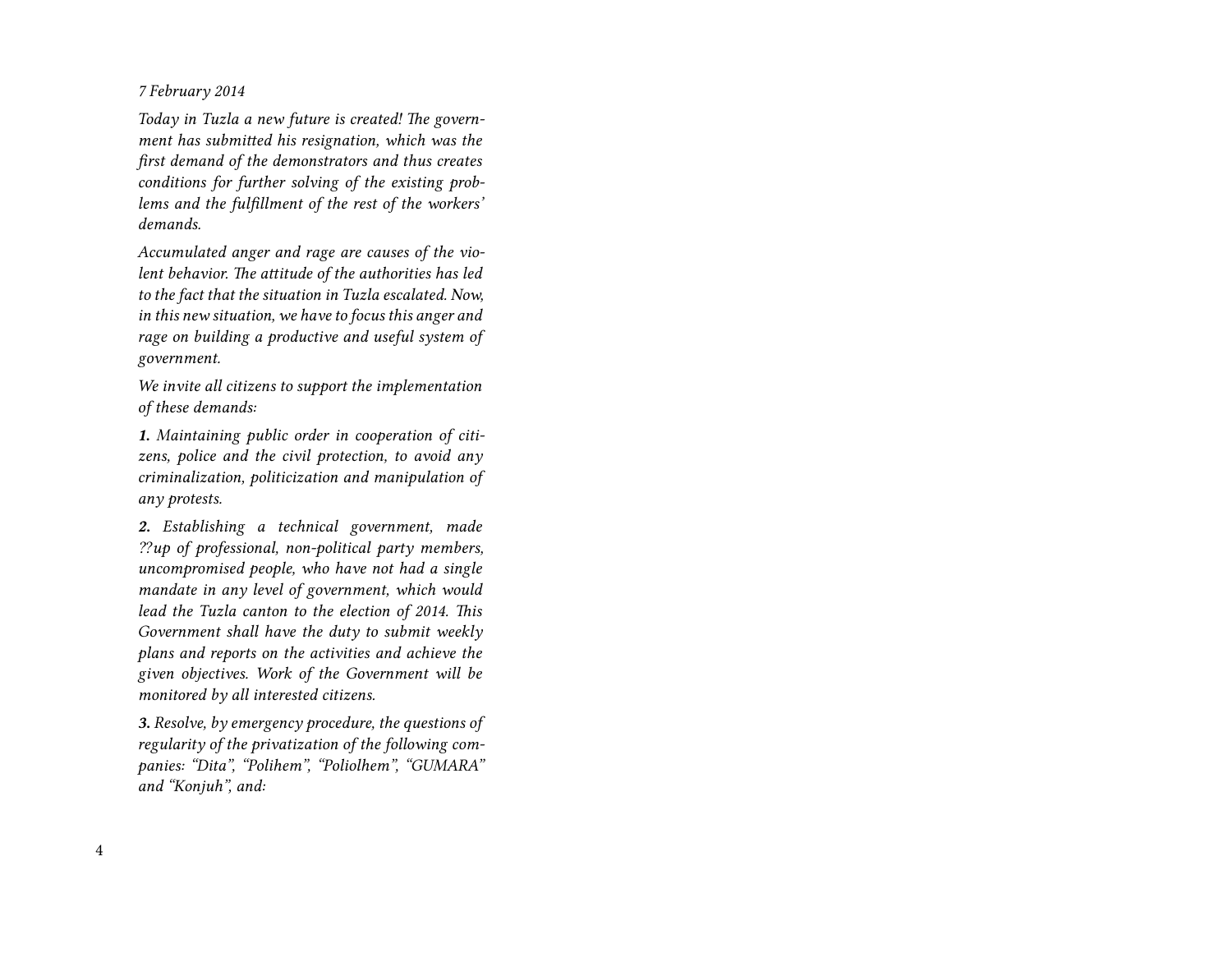*7 February 2014*

*Today in Tuzla a new future is created! The government has submitted his resignation, which was the first demand of the demonstrators and thus creates conditions for further solving of the existing problems and the fulfillment of the rest of the workers' demands.*

*Accumulated anger and rage are causes of the violent behavior. The attitude of the authorities has led to the fact that the situation in Tuzla escalated. Now, in this new situation, we have to focus this anger and rage on building a productive and useful system of government.*

*We invite all citizens to support the implementation of these demands:*

***1.*** *Maintaining public order in cooperation of citizens, police and the civil protection, to avoid any criminalization, politicization and manipulation of any protests.*

***2.*** *Establishing a technical government, made ??up of professional, non-political party members, uncompromised people, who have not had a single mandate in any level of government, which would lead the Tuzla canton to the election of 2014. This Government shall have the duty to submit weekly plans and reports on the activities and achieve the given objectives. Work of the Government will be monitored by all interested citizens.*

***3.*** *Resolve, by emergency procedure, the questions of regularity of the privatization of the following companies: "Dita", "Polihem", "Poliolhem", "GUMARA" and "Konjuh", and:*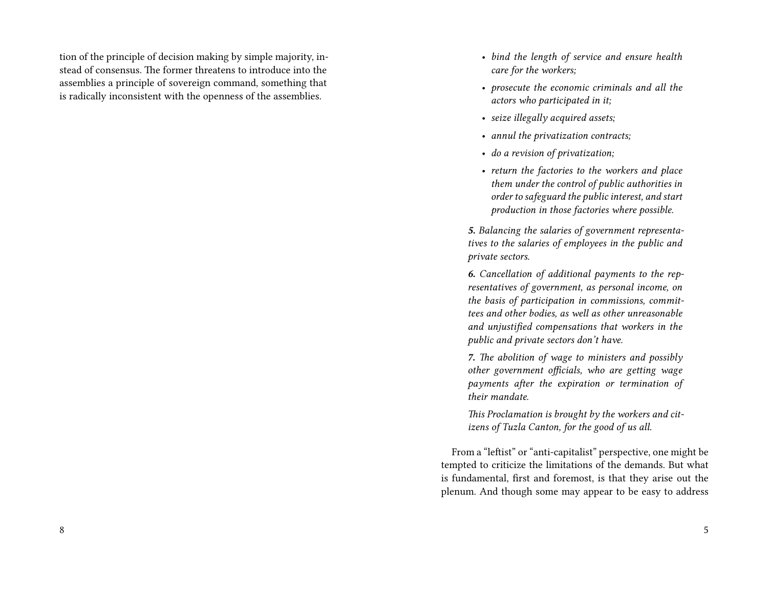tion of the principle of decision making by simple majority, instead of consensus. The former threatens to introduce into the assemblies a principle of sovereign command, something that is radically inconsistent with the openness of the assemblies.

> - *bind the length of service and ensure health care for the workers;*
> - *prosecute the economic criminals and all the actors who participated in it;*
> - *seize illegally acquired assets;*
> - *annul the privatization contracts;*
> - *do a revision of privatization;*
> - *return the factories to the workers and place them under the control of public authorities in order to safeguard the public interest, and start production in those factories where possible.*
>
> ***5.*** *Balancing the salaries of government representatives to the salaries of employees in the public and private sectors.*
>
> ***6.*** *Cancellation of additional payments to the representatives of government, as personal income, on the basis of participation in commissions, committees and other bodies, as well as other unreasonable and unjustified compensations that workers in the public and private sectors don't have.*
>
> ***7.*** *The abolition of wage to ministers and possibly other government officials, who are getting wage payments after the expiration or termination of their mandate.*
>
> *This Proclamation is brought by the workers and citizens of Tuzla Canton, for the good of us all.*

From a "leftist" or "anti-capitalist" perspective, one might be tempted to criticize the limitations of the demands. But what is fundamental, first and foremost, is that they arise out the plenum. And though some may appear to be easy to address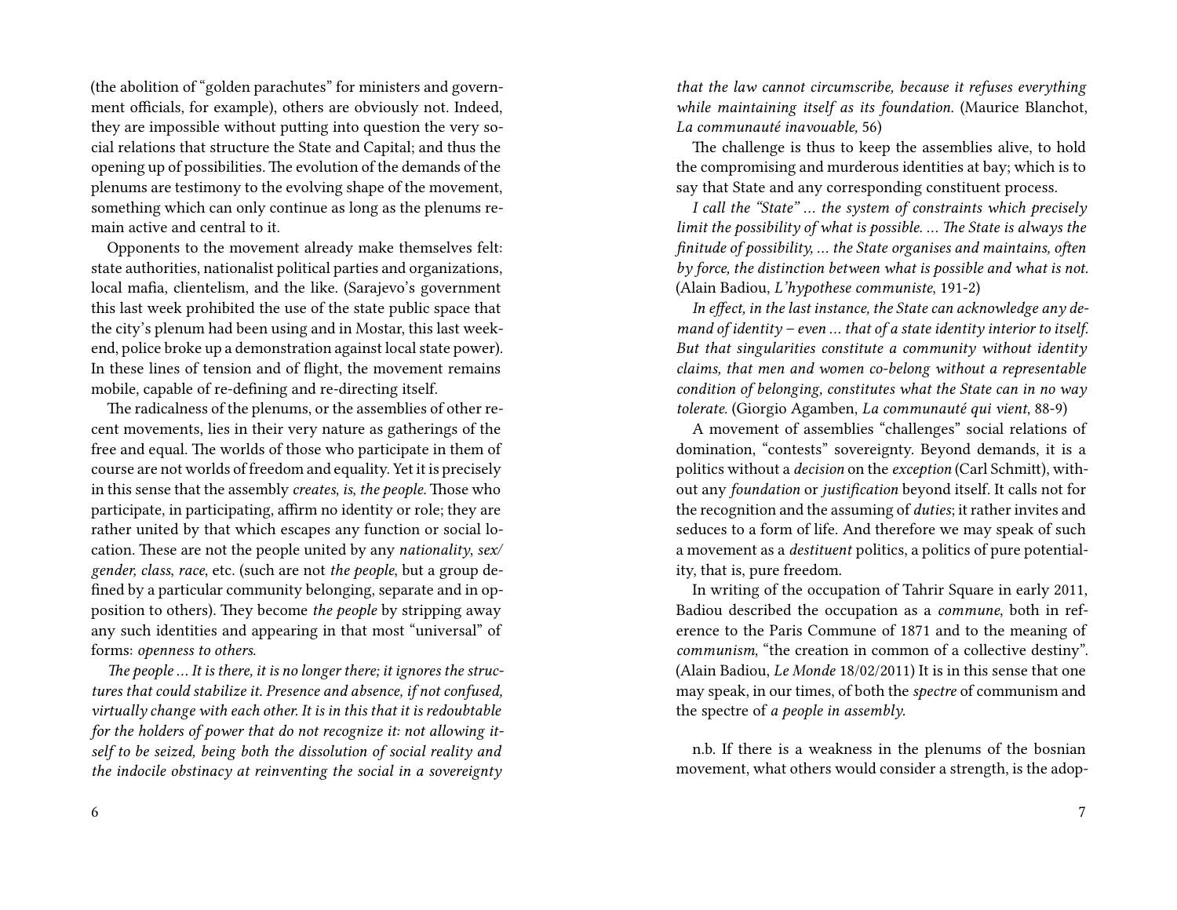(the abolition of "golden parachutes" for ministers and government officials, for example), others are obviously not. Indeed, they are impossible without putting into question the very social relations that structure the State and Capital; and thus the opening up of possibilities. The evolution of the demands of the plenums are testimony to the evolving shape of the movement, something which can only continue as long as the plenums remain active and central to it.

Opponents to the movement already make themselves felt: state authorities, nationalist political parties and organizations, local mafia, clientelism, and the like. (Sarajevo's government this last week prohibited the use of the state public space that the city's plenum had been using and in Mostar, this last weekend, police broke up a demonstration against local state power). In these lines of tension and of flight, the movement remains mobile, capable of re-defining and re-directing itself.

The radicalness of the plenums, or the assemblies of other recent movements, lies in their very nature as gatherings of the free and equal. The worlds of those who participate in them of course are not worlds of freedom and equality. Yet it is precisely in this sense that the assembly *creates*, *is*, *the people*. Those who participate, in participating, affirm no identity or role; they are rather united by that which escapes any function or social location. These are not the people united by any *nationality*, *sex/gender, class*, *race*, etc. (such are not *the people*, but a group defined by a particular community belonging, separate and in opposition to others). They become *the people* by stripping away any such identities and appearing in that most "universal" of forms: *openness to others*.

*The people … It is there, it is no longer there; it ignores the structures that could stabilize it. Presence and absence, if not confused, virtually change with each other. It is in this that it is redoubtable for the holders of power that do not recognize it: not allowing itself to be seized, being both the dissolution of social reality and the indocile obstinacy at reinventing the social in a sovereignty that the law cannot circumscribe, because it refuses everything while maintaining itself as its foundation.* (Maurice Blanchot, *La communauté inavouable,* 56)

The challenge is thus to keep the assemblies alive, to hold the compromising and murderous identities at bay; which is to say that State and any corresponding constituent process.

*I call the "State" … the system of constraints which precisely limit the possibility of what is possible. … The State is always the finitude of possibility, … the State organises and maintains, often by force, the distinction between what is possible and what is not.* (Alain Badiou, *L'hypothese communiste*, 191-2)

*In effect, in the last instance, the State can acknowledge any demand of identity – even … that of a state identity interior to itself. But that singularities constitute a community without identity claims, that men and women co-belong without a representable condition of belonging, constitutes what the State can in no way tolerate.* (Giorgio Agamben, *La communauté qui vient*, 88-9)

A movement of assemblies "challenges" social relations of domination, "contests" sovereignty. Beyond demands, it is a politics without a *decision* on the *exception* (Carl Schmitt), without any *foundation* or *justification* beyond itself. It calls not for the recognition and the assuming of *duties*; it rather invites and seduces to a form of life. And therefore we may speak of such a movement as a *destituent* politics, a politics of pure potentiality, that is, pure freedom.

In writing of the occupation of Tahrir Square in early 2011, Badiou described the occupation as a *commune*, both in reference to the Paris Commune of 1871 and to the meaning of *communism*, "the creation in common of a collective destiny". (Alain Badiou, *Le Monde* 18/02/2011) It is in this sense that one may speak, in our times, of both the *spectre* of communism and the spectre of *a people in assembly*.

n.b. If there is a weakness in the plenums of the bosnian movement, what others would consider a strength, is the adop-